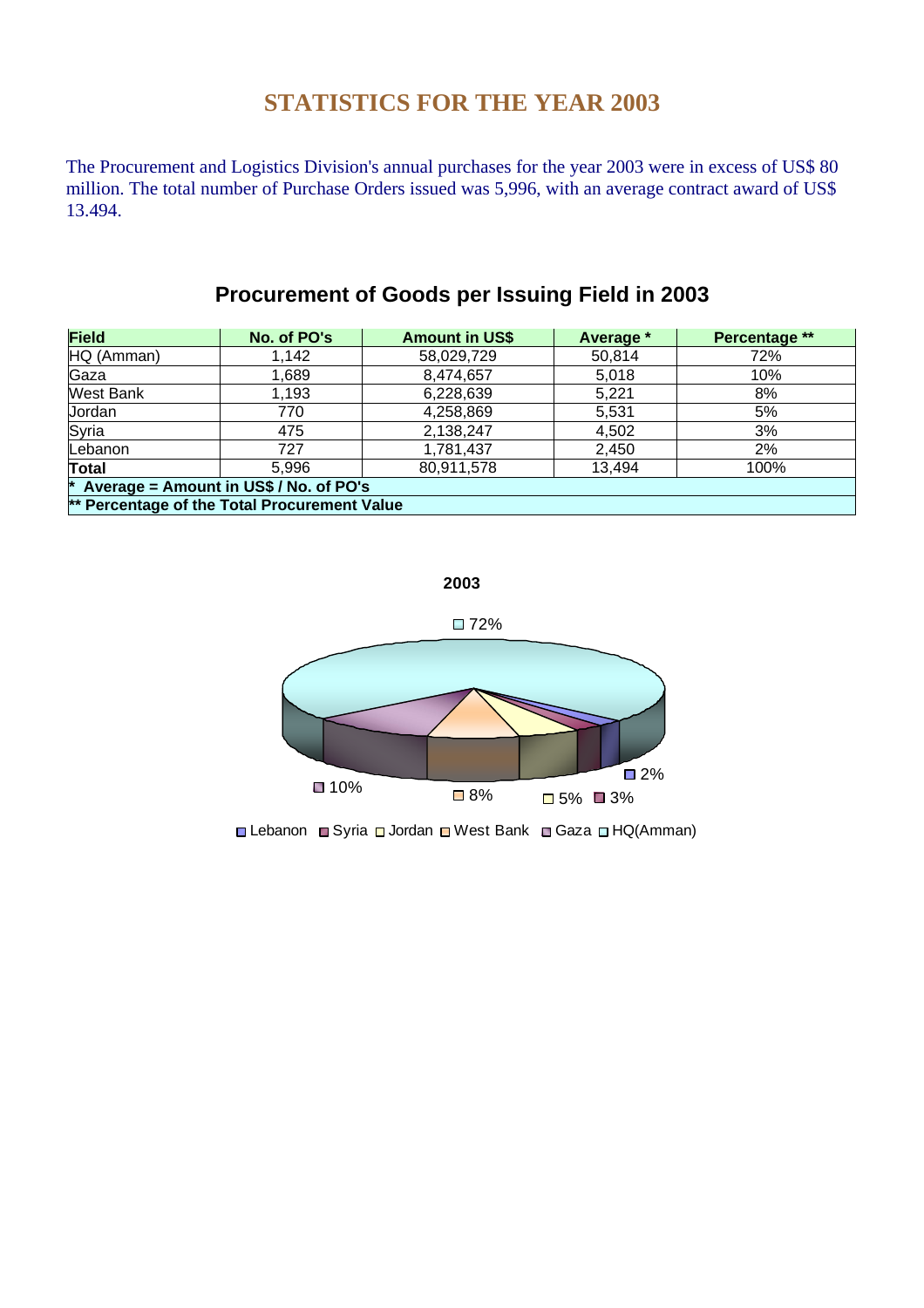# STATISTICS FOR THE YEAR 2003

The Procurement and Logistics Division's annual purchases for the year 2003 were in excess of US$ 80 million. The total number of Purchase Orders issued was 5,996, with an average contract award of US$ 13.494.

## Procurement of Goods per Issuing Field in 2003

| Field | No. of PO's | Amount in US$ | Average * | Percentage ** |
|---|---|---|---|---|
| HQ (Amman) | 1,142 | 58,029,729 | 50,814 | 72% |
| Gaza | 1,689 | 8,474,657 | 5,018 | 10% |
| West Bank | 1,193 | 6,228,639 | 5,221 | 8% |
| Jordan | 770 | 4,258,869 | 5,531 | 5% |
| Syria | 475 | 2,138,247 | 4,502 | 3% |
| Lebanon | 727 | 1,781,437 | 2,450 | 2% |
| **Total** | 5,996 | 80,911,578 | 13,494 | 100% |

**\* Average = Amount in US$ / No. of PO's**

**\*\* Percentage of the Total Procurement Value**

**2003**

72% · 10% · 8% · 5% · 3% · 2%

Lebanon · Syria · Jordan · West Bank · Gaza · HQ(Amman)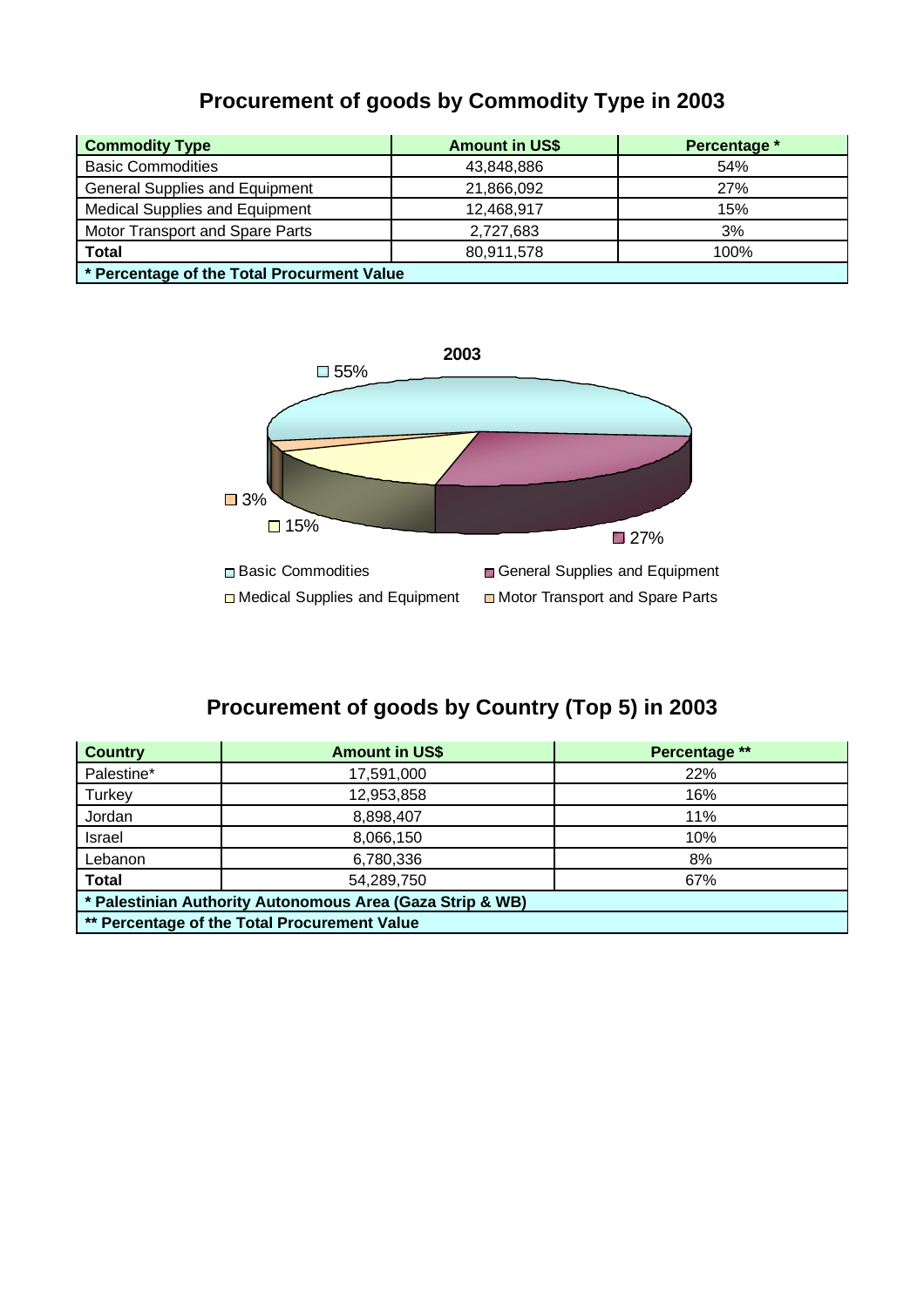## Procurement of goods by Commodity Type in 2003

| Commodity Type | Amount in US$ | Percentage * |
|---|---|---|
| Basic Commodities | 43,848,886 | 54% |
| General Supplies and Equipment | 21,866,092 | 27% |
| Medical Supplies and Equipment | 12,468,917 | 15% |
| Motor Transport and Spare Parts | 2,727,683 | 3% |
| **Total** | 80,911,578 | 100% |
| **\* Percentage of the Total Procurment Value** | | |

2003

55%

3%

15%

27%

Basic Commodities

General Supplies and Equipment

Medical Supplies and Equipment

Motor Transport and Spare Parts

## Procurement of goods by Country (Top 5) in 2003

| Country | Amount in US$ | Percentage ** |
|---|---|---|
| Palestine* | 17,591,000 | 22% |
| Turkey | 12,953,858 | 16% |
| Jordan | 8,898,407 | 11% |
| Israel | 8,066,150 | 10% |
| Lebanon | 6,780,336 | 8% |
| **Total** | 54,289,750 | 67% |
| **\* Palestinian Authority Autonomous Area (Gaza Strip & WB)** | | |
| **\*\* Percentage of the Total Procurement Value** | | |